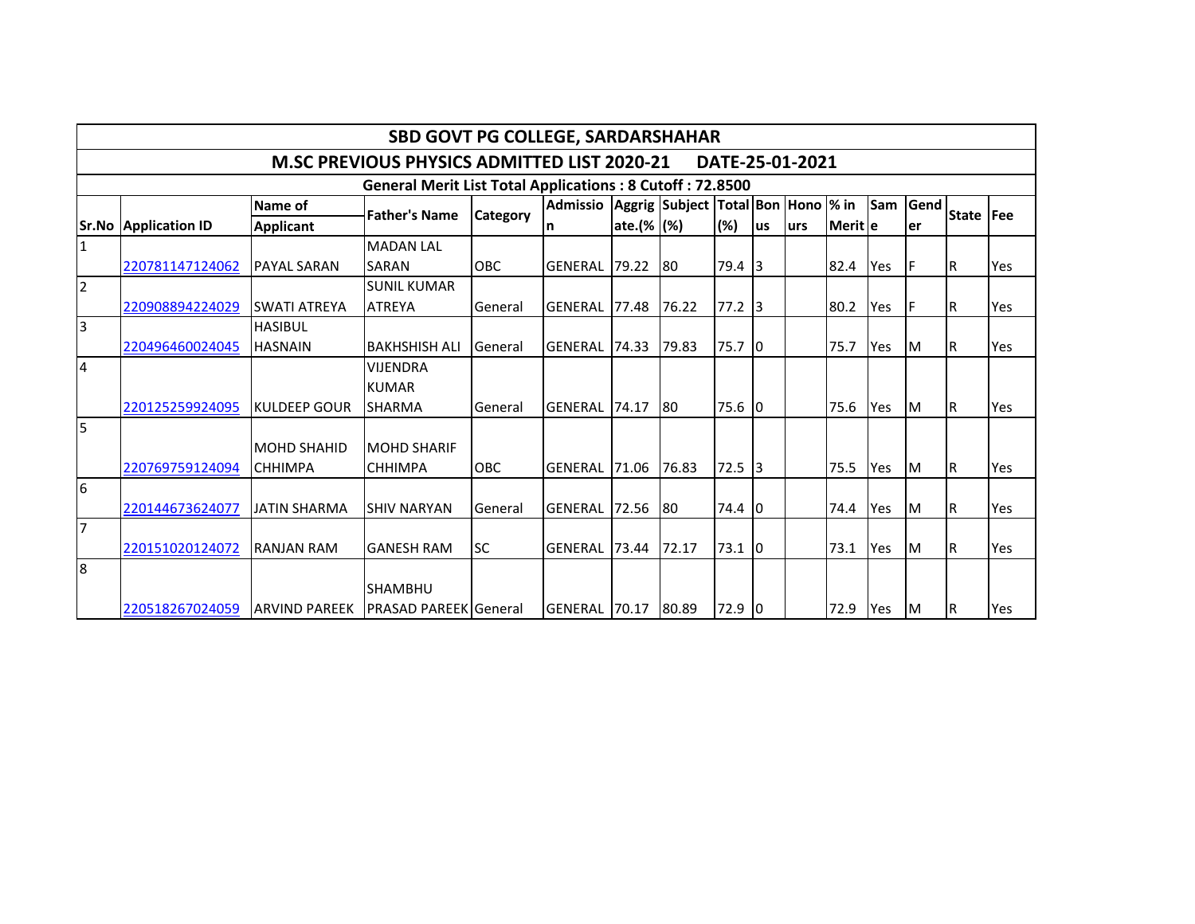# SBD GOVT PG COLLEGE, SARDARSHAHAR

## M.SC PREVIOUS PHYSICS ADMITTED LIST 2020-21 DATE-25-01-2021

### General Merit List Total Applications : 8 Cutoff : 72.8500

| Sr.No | Application ID | Name of Applicant | Father's Name | Category | Admission | Aggrigate.(%) | Subject (%) | Total (%) | Bonus | Honours | % in Merit | Same | Gender | State | Fee |
|---|---|---|---|---|---|---|---|---|---|---|---|---|---|---|---|
| 1 | 220781147124062 | PAYAL SARAN | MADAN LAL SARAN | OBC | GENERAL | 79.22 | 80 | 79.4 | 3 | | 82.4 | Yes | F | R | Yes |
| 2 | 220908894224029 | SWATI ATREYA | SUNIL KUMAR ATREYA | General | GENERAL | 77.48 | 76.22 | 77.2 | 3 | | 80.2 | Yes | F | R | Yes |
| 3 | 220496460024045 | HASIBUL HASNAIN | BAKHSHISH ALI | General | GENERAL | 74.33 | 79.83 | 75.7 | 0 | | 75.7 | Yes | M | R | Yes |
| 4 | 220125259924095 | KULDEEP GOUR | VIJENDRA KUMAR SHARMA | General | GENERAL | 74.17 | 80 | 75.6 | 0 | | 75.6 | Yes | M | R | Yes |
| 5 | 220769759124094 | MOHD SHAHID CHHIMPA | MOHD SHARIF CHHIMPA | OBC | GENERAL | 71.06 | 76.83 | 72.5 | 3 | | 75.5 | Yes | M | R | Yes |
| 6 | 220144673624077 | JATIN SHARMA | SHIV NARYAN | General | GENERAL | 72.56 | 80 | 74.4 | 0 | | 74.4 | Yes | M | R | Yes |
| 7 | 220151020124072 | RANJAN RAM | GANESH RAM | SC | GENERAL | 73.44 | 72.17 | 73.1 | 0 | | 73.1 | Yes | M | R | Yes |
| 8 | 220518267024059 | ARVIND PAREEK | SHAMBHU PRASAD PAREEK | General | GENERAL | 70.17 | 80.89 | 72.9 | 0 | | 72.9 | Yes | M | R | Yes |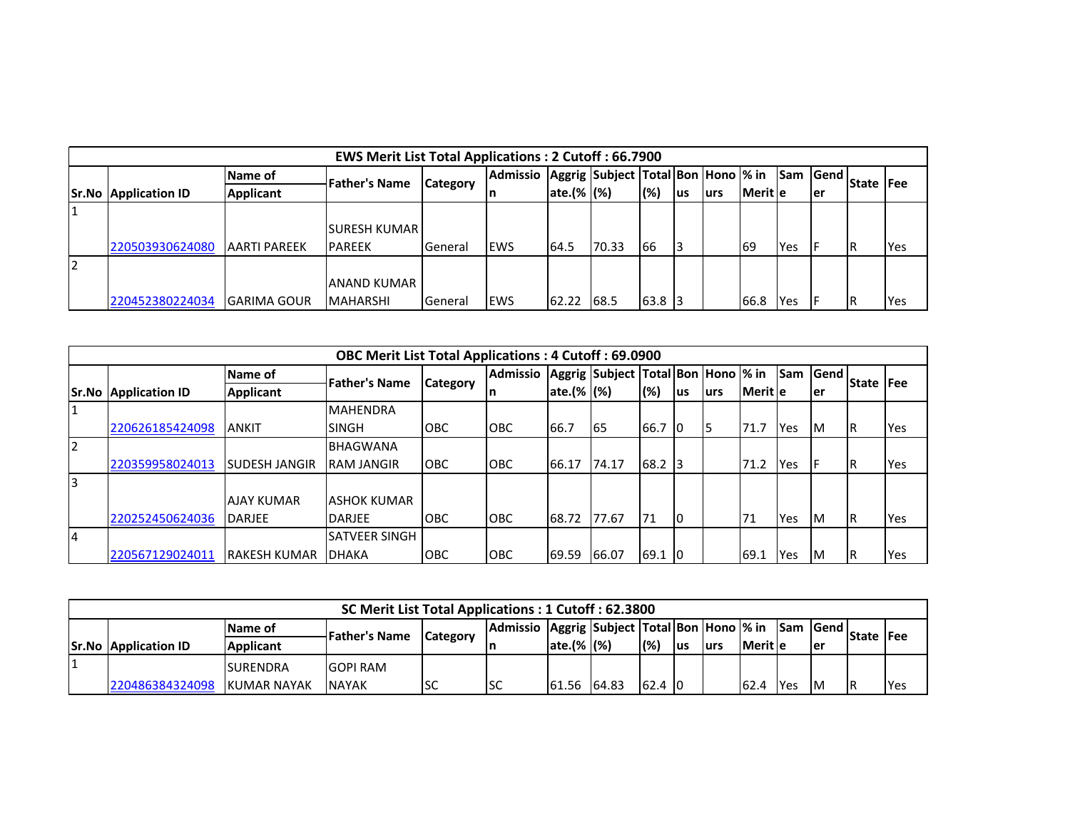| EWS Merit List Total Applications : 2 Cutoff : 66.7900 | | | | | | | | | | | | | | | | |
|---|---|---|---|---|---|---|---|---|---|---|---|---|---|---|---|---|
| Sr.No | Application ID | Name of Applicant | Father's Name | Category | Admission | Aggrigate.(%) | Subject (%) | Total (%) | Bonus | Honours | % in Merit | Same | Gender | State | Fee |
| 1 | 220503930624080 | AARTI PAREEK | SURESH KUMAR PAREEK | General | EWS | 64.5 | 70.33 | 66 | 3 | | 69 | Yes | F | R | Yes |
| 2 | 220452380224034 | GARIMA GOUR | ANAND KUMAR MAHARSHI | General | EWS | 62.22 | 68.5 | 63.8 | 3 | | 66.8 | Yes | F | R | Yes |

| OBC Merit List Total Applications : 4 Cutoff : 69.0900 | | | | | | | | | | | | | | | |
|---|---|---|---|---|---|---|---|---|---|---|---|---|---|---|---|
| Sr.No | Application ID | Name of Applicant | Father's Name | Category | Admission | Aggrigate.(%) | Subject (%) | Total (%) | Bonus | Honours | % in Merit | Same | Gender | State | Fee |
| 1 | 220626185424098 | ANKIT | MAHENDRA SINGH | OBC | OBC | 66.7 | 65 | 66.7 | 0 | 5 | 71.7 | Yes | M | R | Yes |
| 2 | 220359958024013 | SUDESH JANGIR | BHAGWANA RAM JANGIR | OBC | OBC | 66.17 | 74.17 | 68.2 | 3 | | 71.2 | Yes | F | R | Yes |
| 3 | 220252450624036 | AJAY KUMAR DARJEE | ASHOK KUMAR DARJEE | OBC | OBC | 68.72 | 77.67 | 71 | 0 | | 71 | Yes | M | R | Yes |
| 4 | 220567129024011 | RAKESH KUMAR | SATVEER SINGH DHAKA | OBC | OBC | 69.59 | 66.07 | 69.1 | 0 | | 69.1 | Yes | M | R | Yes |

| SC Merit List Total Applications : 1 Cutoff : 62.3800 | | | | | | | | | | | | | | | |
|---|---|---|---|---|---|---|---|---|---|---|---|---|---|---|---|
| Sr.No | Application ID | Name of Applicant | Father's Name | Category | Admission | Aggrigate.(%) | Subject (%) | Total (%) | Bonus | Honours | % in Merit | Same | Gender | State | Fee |
| 1 | 220486384324098 | SURENDRA KUMAR NAYAK | GOPI RAM NAYAK | SC | SC | 61.56 | 64.83 | 62.4 | 0 | | 62.4 | Yes | M | R | Yes |